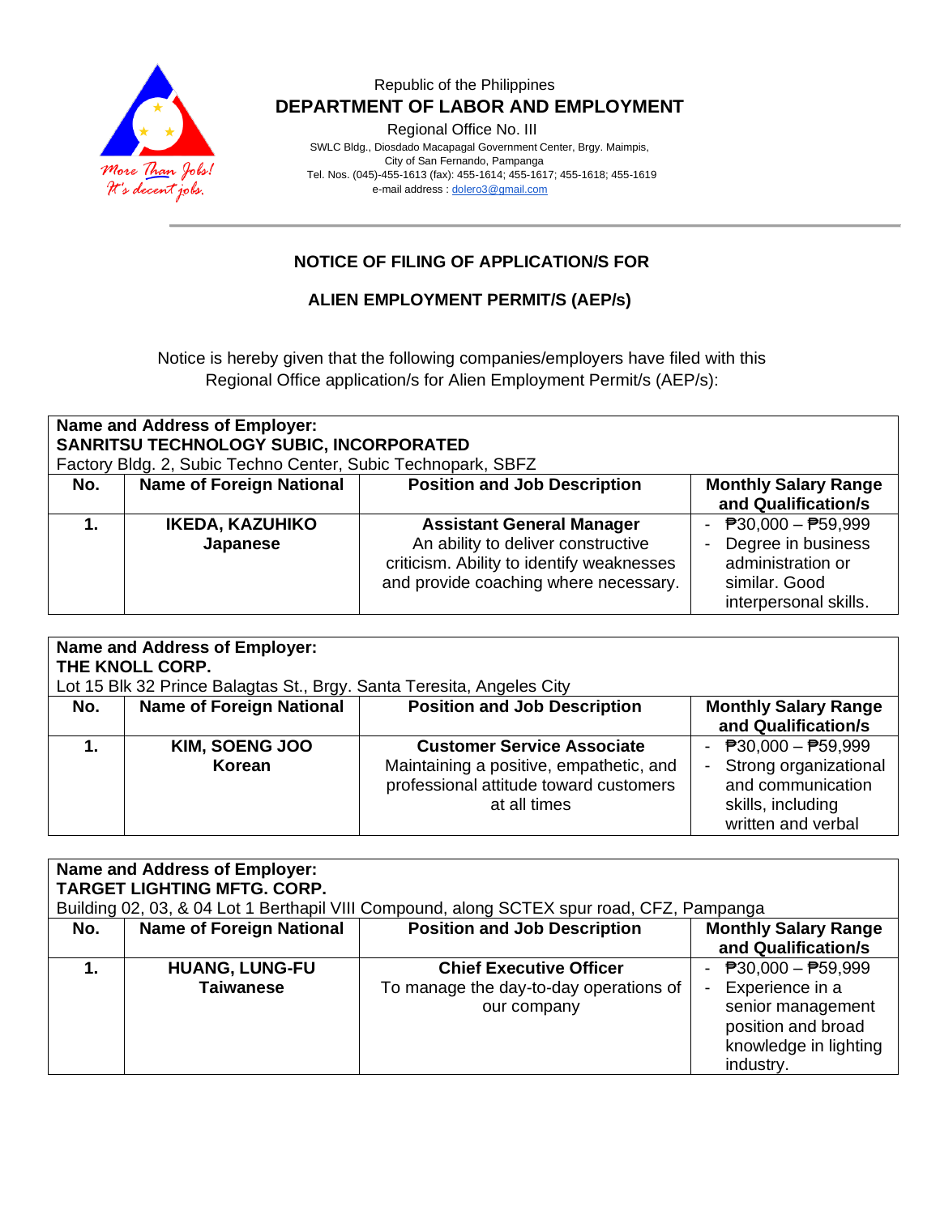Republic of the Philippines
**DEPARTMENT OF LABOR AND EMPLOYMENT**
Regional Office No. III
SWLC Bldg., Diosdado Macapagal Government Center, Brgy. Maimpis,
City of San Fernando, Pampanga
Tel. Nos. (045)-455-1613 (fax): 455-1614; 455-1617; 455-1618; 455-1619
e-mail address : dolero3@gmail.com

## NOTICE OF FILING OF APPLICATION/S FOR

## ALIEN EMPLOYMENT PERMIT/S (AEP/s)

Notice is hereby given that the following companies/employers have filed with this Regional Office application/s for Alien Employment Permit/s (AEP/s):

**Name and Address of Employer:**
**SANRITSU TECHNOLOGY SUBIC, INCORPORATED**
Factory Bldg. 2, Subic Techno Center, Subic Technopark, SBFZ

| No. | Name of Foreign National | Position and Job Description | Monthly Salary Range and Qualification/s |
|---|---|---|---|
| 1. | **IKEDA, KAZUHIKO** **Japanese** | **Assistant General Manager** An ability to deliver constructive criticism. Ability to identify weaknesses and provide coaching where necessary. | - ₱30,000 – ₱59,999 - Degree in business administration or similar. Good interpersonal skills. |

**Name and Address of Employer:**
**THE KNOLL CORP.**
Lot 15 Blk 32 Prince Balagtas St., Brgy. Santa Teresita, Angeles City

| No. | Name of Foreign National | Position and Job Description | Monthly Salary Range and Qualification/s |
|---|---|---|---|
| 1. | **KIM, SOENG JOO** **Korean** | **Customer Service Associate** Maintaining a positive, empathetic, and professional attitude toward customers at all times | - ₱30,000 – ₱59,999 - Strong organizational and communication skills, including written and verbal |

**Name and Address of Employer:**
**TARGET LIGHTING MFTG. CORP.**
Building 02, 03, & 04 Lot 1 Berthapil VIII Compound, along SCTEX spur road, CFZ, Pampanga

| No. | Name of Foreign National | Position and Job Description | Monthly Salary Range and Qualification/s |
|---|---|---|---|
| 1. | **HUANG, LUNG-FU** **Taiwanese** | **Chief Executive Officer** To manage the day-to-day operations of our company | - ₱30,000 – ₱59,999 - Experience in a senior management position and broad knowledge in lighting industry. |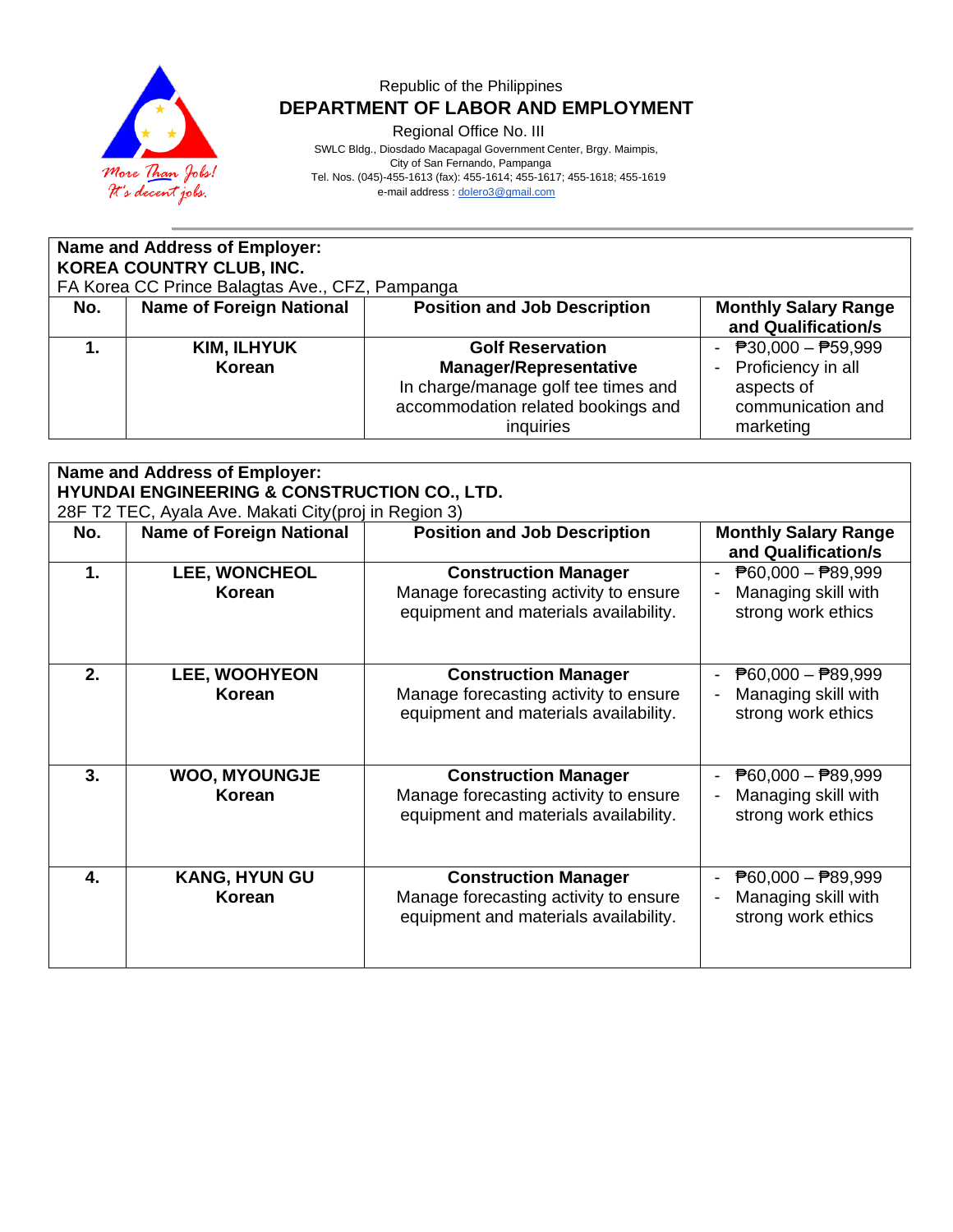Republic of the Philippines

**DEPARTMENT OF LABOR AND EMPLOYMENT**

Regional Office No. III

SWLC Bldg., Diosdado Macapagal Government Center, Brgy. Maimpis,
City of San Fernando, Pampanga
Tel. Nos. (045)-455-1613 (fax): 455-1614; 455-1617; 455-1618; 455-1619
e-mail address : dolero3@gmail.com

**Name and Address of Employer:**
**KOREA COUNTRY CLUB, INC.**
FA Korea CC Prince Balagtas Ave., CFZ, Pampanga

| No. | Name of Foreign National | Position and Job Description | Monthly Salary Range and Qualification/s |
|---|---|---|---|
| **1.** | **KIM, ILHYUK** **Korean** | **Golf Reservation Manager/Representative** In charge/manage golf tee times and accommodation related bookings and inquiries | - ₱30,000 – ₱59,999 - Proficiency in all aspects of communication and marketing |

**Name and Address of Employer:**
**HYUNDAI ENGINEERING & CONSTRUCTION CO., LTD.**
28F T2 TEC, Ayala Ave. Makati City(proj in Region 3)

| No. | Name of Foreign National | Position and Job Description | Monthly Salary Range and Qualification/s |
|---|---|---|---|
| **1.** | **LEE, WONCHEOL** **Korean** | **Construction Manager** Manage forecasting activity to ensure equipment and materials availability. | - ₱60,000 – ₱89,999 - Managing skill with strong work ethics |
| **2.** | **LEE, WOOHYEON** **Korean** | **Construction Manager** Manage forecasting activity to ensure equipment and materials availability. | - ₱60,000 – ₱89,999 - Managing skill with strong work ethics |
| **3.** | **WOO, MYOUNGJE** **Korean** | **Construction Manager** Manage forecasting activity to ensure equipment and materials availability. | - ₱60,000 – ₱89,999 - Managing skill with strong work ethics |
| **4.** | **KANG, HYUN GU** **Korean** | **Construction Manager** Manage forecasting activity to ensure equipment and materials availability. | - ₱60,000 – ₱89,999 - Managing skill with strong work ethics |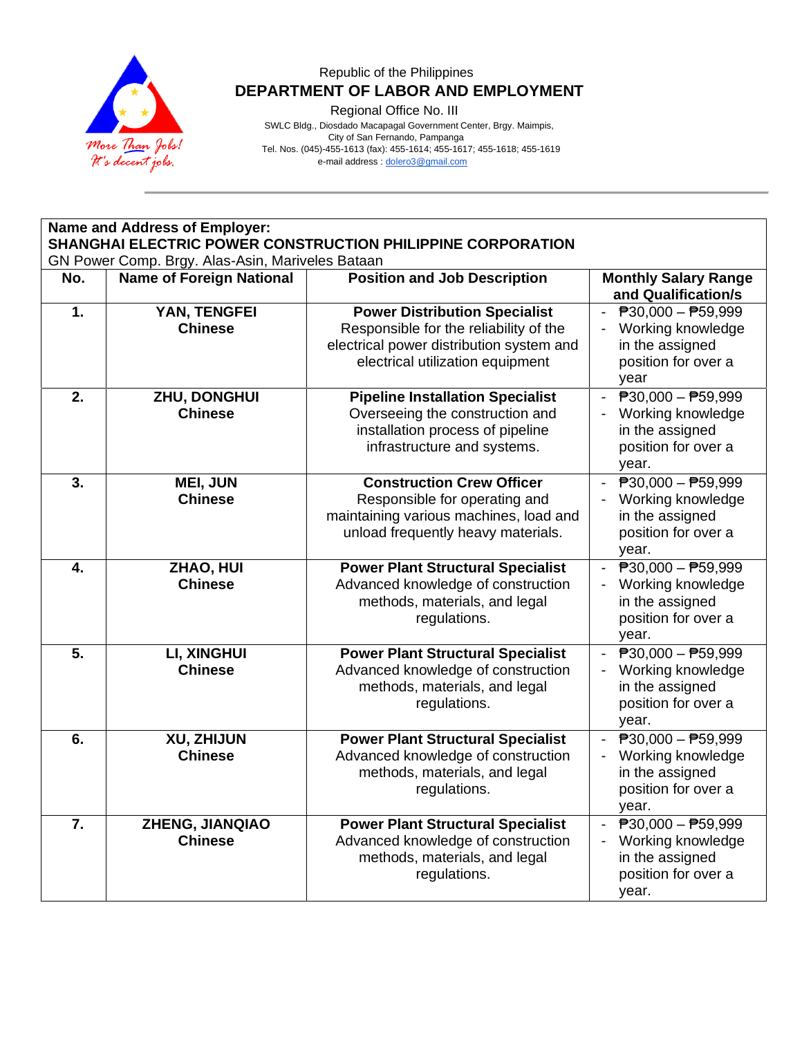Republic of the Philippines

**DEPARTMENT OF LABOR AND EMPLOYMENT**

Regional Office No. III

SWLC Bldg., Diosdado Macapagal Government Center, Brgy. Maimpis,
City of San Fernando, Pampanga
Tel. Nos. (045)-455-1613 (fax): 455-1614; 455-1617; 455-1618; 455-1619
e-mail address : dolero3@gmail.com

**Name and Address of Employer:**
**SHANGHAI ELECTRIC POWER CONSTRUCTION PHILIPPINE CORPORATION**
GN Power Comp. Brgy. Alas-Asin, Mariveles Bataan

| No. | Name of Foreign National | Position and Job Description | Monthly Salary Range and Qualification/s |
|---|---|---|---|
| **1.** | **YAN, TENGFEI** **Chinese** | **Power Distribution Specialist** Responsible for the reliability of the electrical power distribution system and electrical utilization equipment | - ₱30,000 – ₱59,999 - Working knowledge in the assigned position for over a year |
| **2.** | **ZHU, DONGHUI** **Chinese** | **Pipeline Installation Specialist** Overseeing the construction and installation process of pipeline infrastructure and systems. | - ₱30,000 – ₱59,999 - Working knowledge in the assigned position for over a year. |
| **3.** | **MEI, JUN** **Chinese** | **Construction Crew Officer** Responsible for operating and maintaining various machines, load and unload frequently heavy materials. | - ₱30,000 – ₱59,999 - Working knowledge in the assigned position for over a year. |
| **4.** | **ZHAO, HUI** **Chinese** | **Power Plant Structural Specialist** Advanced knowledge of construction methods, materials, and legal regulations. | - ₱30,000 – ₱59,999 - Working knowledge in the assigned position for over a year. |
| **5.** | **LI, XINGHUI** **Chinese** | **Power Plant Structural Specialist** Advanced knowledge of construction methods, materials, and legal regulations. | - ₱30,000 – ₱59,999 - Working knowledge in the assigned position for over a year. |
| **6.** | **XU, ZHIJUN** **Chinese** | **Power Plant Structural Specialist** Advanced knowledge of construction methods, materials, and legal regulations. | - ₱30,000 – ₱59,999 - Working knowledge in the assigned position for over a year. |
| **7.** | **ZHENG, JIANQIAO** **Chinese** | **Power Plant Structural Specialist** Advanced knowledge of construction methods, materials, and legal regulations. | - ₱30,000 – ₱59,999 - Working knowledge in the assigned position for over a year. |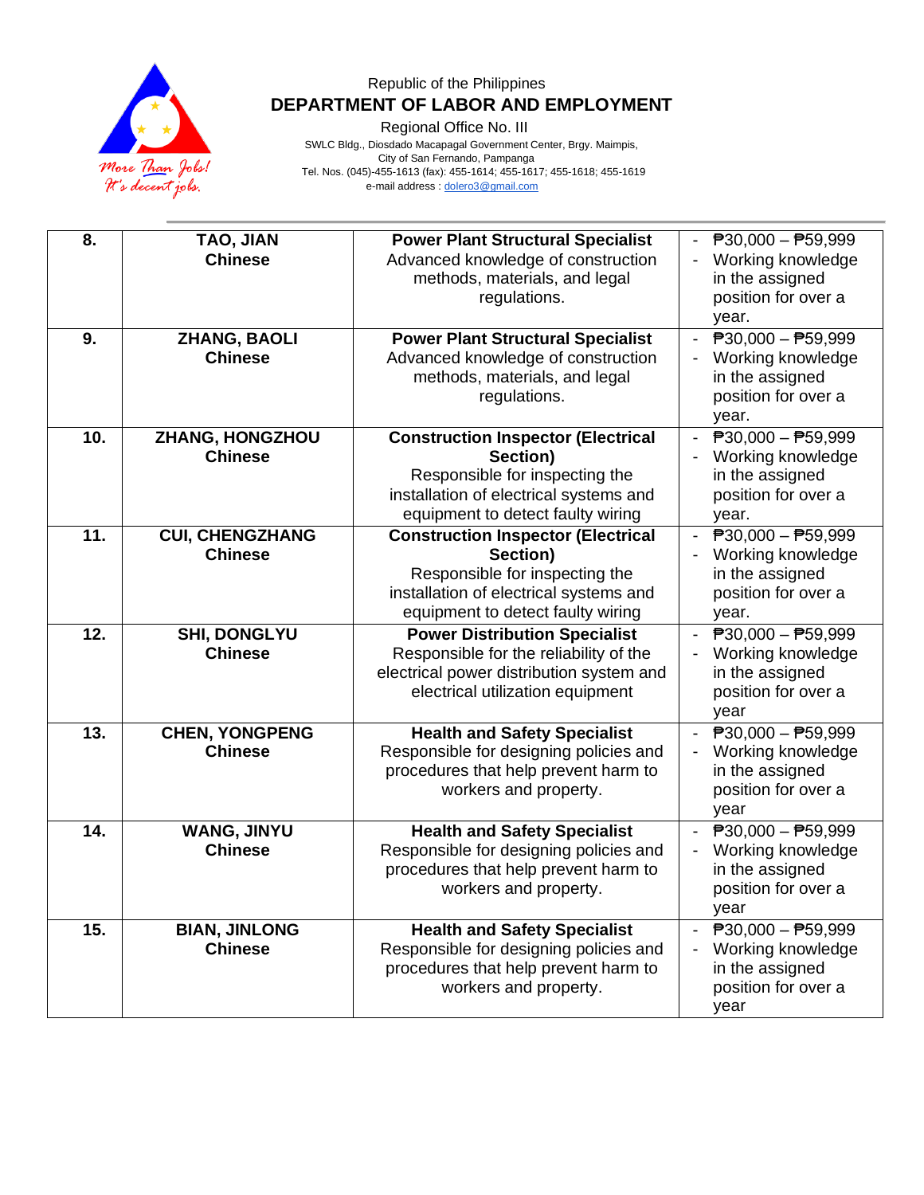Republic of the Philippines

**DEPARTMENT OF LABOR AND EMPLOYMENT**

Regional Office No. III

SWLC Bldg., Diosdado Macapagal Government Center, Brgy. Maimpis,
City of San Fernando, Pampanga
Tel. Nos. (045)-455-1613 (fax): 455-1614; 455-1617; 455-1618; 455-1619
e-mail address : dolero3@gmail.com

| | | | |
|---|---|---|---|
| **8.** | **TAO, JIAN**<br>**Chinese** | **Power Plant Structural Specialist**<br>Advanced knowledge of construction methods, materials, and legal regulations. | - ₱30,000 – ₱59,999<br>- Working knowledge in the assigned position for over a year. |
| **9.** | **ZHANG, BAOLI**<br>**Chinese** | **Power Plant Structural Specialist**<br>Advanced knowledge of construction methods, materials, and legal regulations. | - ₱30,000 – ₱59,999<br>- Working knowledge in the assigned position for over a year. |
| **10.** | **ZHANG, HONGZHOU**<br>**Chinese** | **Construction Inspector (Electrical Section)**<br>Responsible for inspecting the installation of electrical systems and equipment to detect faulty wiring | - ₱30,000 – ₱59,999<br>- Working knowledge in the assigned position for over a year. |
| **11.** | **CUI, CHENGZHANG**<br>**Chinese** | **Construction Inspector (Electrical Section)**<br>Responsible for inspecting the installation of electrical systems and equipment to detect faulty wiring | - ₱30,000 – ₱59,999<br>- Working knowledge in the assigned position for over a year. |
| **12.** | **SHI, DONGLYU**<br>**Chinese** | **Power Distribution Specialist**<br>Responsible for the reliability of the electrical power distribution system and electrical utilization equipment | - ₱30,000 – ₱59,999<br>- Working knowledge in the assigned position for over a year |
| **13.** | **CHEN, YONGPENG**<br>**Chinese** | **Health and Safety Specialist**<br>Responsible for designing policies and procedures that help prevent harm to workers and property. | - ₱30,000 – ₱59,999<br>- Working knowledge in the assigned position for over a year |
| **14.** | **WANG, JINYU**<br>**Chinese** | **Health and Safety Specialist**<br>Responsible for designing policies and procedures that help prevent harm to workers and property. | - ₱30,000 – ₱59,999<br>- Working knowledge in the assigned position for over a year |
| **15.** | **BIAN, JINLONG**<br>**Chinese** | **Health and Safety Specialist**<br>Responsible for designing policies and procedures that help prevent harm to workers and property. | - ₱30,000 – ₱59,999<br>- Working knowledge in the assigned position for over a year |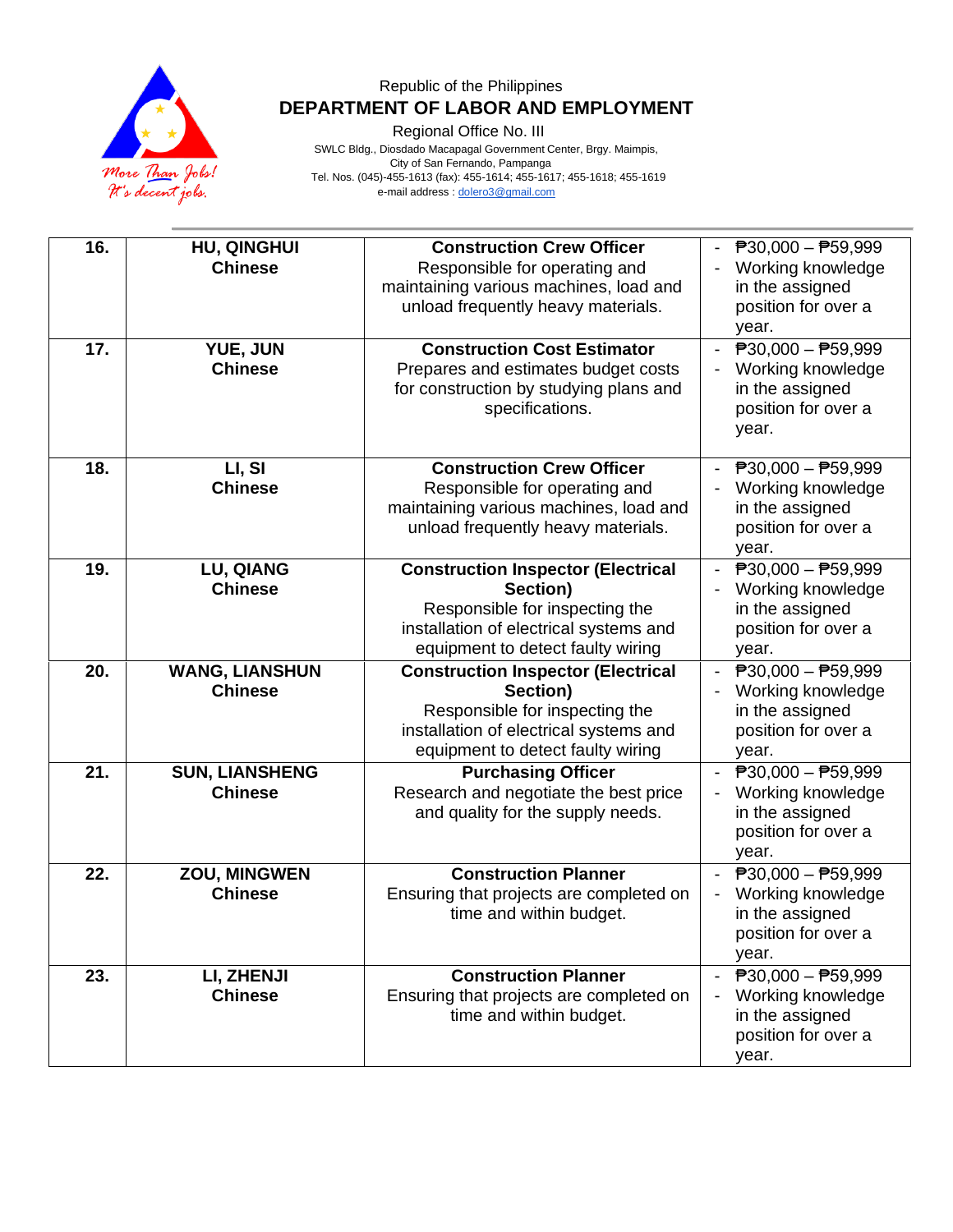Republic of the Philippines

**DEPARTMENT OF LABOR AND EMPLOYMENT**

Regional Office No. III

SWLC Bldg., Diosdado Macapagal Government Center, Brgy. Maimpis, City of San Fernando, Pampanga

Tel. Nos. (045)-455-1613 (fax): 455-1614; 455-1617; 455-1618; 455-1619

e-mail address : dolero3@gmail.com

| | | | |
|---|---|---|---|
| **16.** | **HU, QINGHUI**<br>**Chinese** | **Construction Crew Officer**<br>Responsible for operating and maintaining various machines, load and unload frequently heavy materials. | - ₱30,000 – ₱59,999<br>- Working knowledge in the assigned position for over a year. |
| **17.** | **YUE, JUN**<br>**Chinese** | **Construction Cost Estimator**<br>Prepares and estimates budget costs for construction by studying plans and specifications. | - ₱30,000 – ₱59,999<br>- Working knowledge in the assigned position for over a year. |
| **18.** | **LI, SI**<br>**Chinese** | **Construction Crew Officer**<br>Responsible for operating and maintaining various machines, load and unload frequently heavy materials. | - ₱30,000 – ₱59,999<br>- Working knowledge in the assigned position for over a year. |
| **19.** | **LU, QIANG**<br>**Chinese** | **Construction Inspector (Electrical Section)**<br>Responsible for inspecting the installation of electrical systems and equipment to detect faulty wiring | - ₱30,000 – ₱59,999<br>- Working knowledge in the assigned position for over a year. |
| **20.** | **WANG, LIANSHUN**<br>**Chinese** | **Construction Inspector (Electrical Section)**<br>Responsible for inspecting the installation of electrical systems and equipment to detect faulty wiring | - ₱30,000 – ₱59,999<br>- Working knowledge in the assigned position for over a year. |
| **21.** | **SUN, LIANSHENG**<br>**Chinese** | **Purchasing Officer**<br>Research and negotiate the best price and quality for the supply needs. | - ₱30,000 – ₱59,999<br>- Working knowledge in the assigned position for over a year. |
| **22.** | **ZOU, MINGWEN**<br>**Chinese** | **Construction Planner**<br>Ensuring that projects are completed on time and within budget. | - ₱30,000 – ₱59,999<br>- Working knowledge in the assigned position for over a year. |
| **23.** | **LI, ZHENJI**<br>**Chinese** | **Construction Planner**<br>Ensuring that projects are completed on time and within budget. | - ₱30,000 – ₱59,999<br>- Working knowledge in the assigned position for over a year. |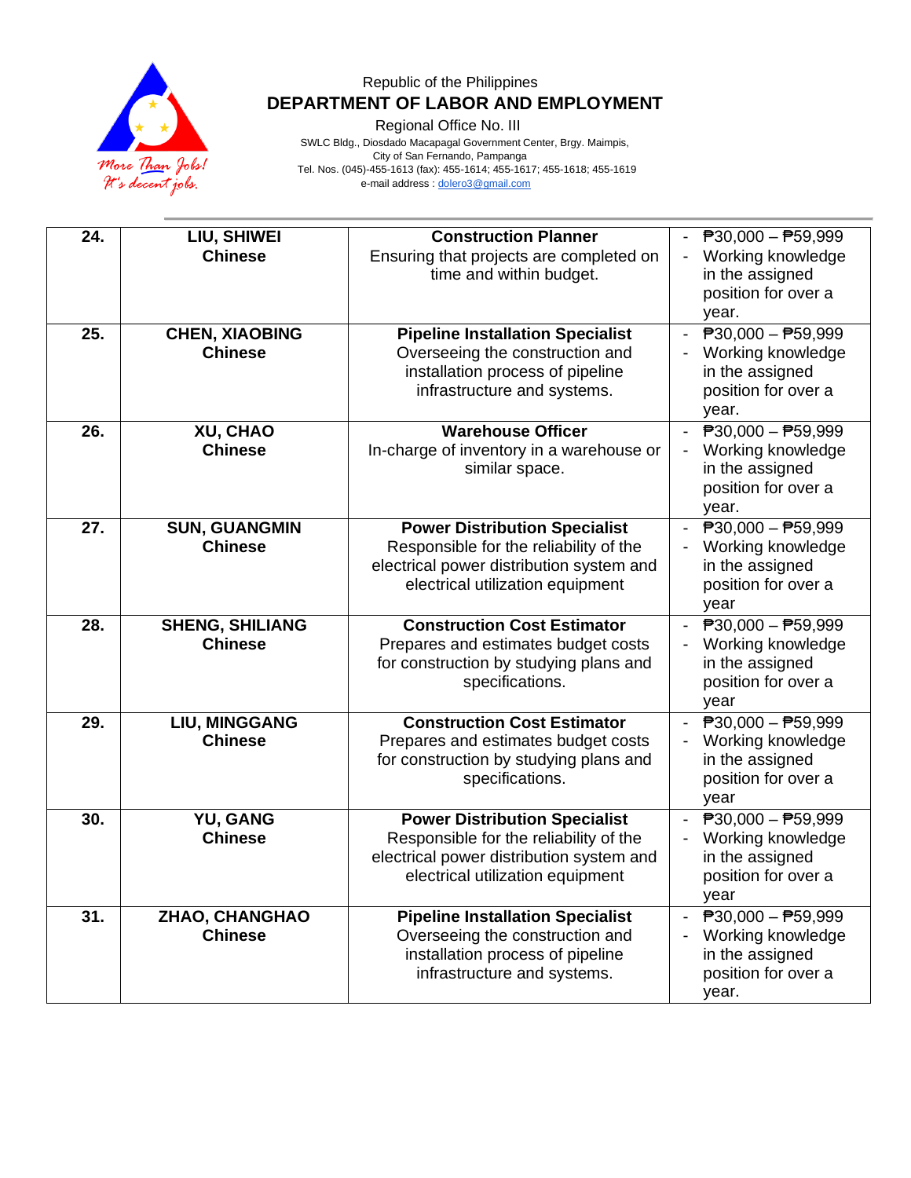Republic of the Philippines

**DEPARTMENT OF LABOR AND EMPLOYMENT**

Regional Office No. III

SWLC Bldg., Diosdado Macapagal Government Center, Brgy. Maimpis,
City of San Fernando, Pampanga
Tel. Nos. (045)-455-1613 (fax): 455-1614; 455-1617; 455-1618; 455-1619
e-mail address : dolero3@gmail.com

| | | | |
|---|---|---|---|
| **24.** | **LIU, SHIWEI**<br>**Chinese** | **Construction Planner**<br>Ensuring that projects are completed on time and within budget. | - ₱30,000 – ₱59,999<br>- Working knowledge in the assigned position for over a year. |
| **25.** | **CHEN, XIAOBING**<br>**Chinese** | **Pipeline Installation Specialist**<br>Overseeing the construction and installation process of pipeline infrastructure and systems. | - ₱30,000 – ₱59,999<br>- Working knowledge in the assigned position for over a year. |
| **26.** | **XU, CHAO**<br>**Chinese** | **Warehouse Officer**<br>In-charge of inventory in a warehouse or similar space. | - ₱30,000 – ₱59,999<br>- Working knowledge in the assigned position for over a year. |
| **27.** | **SUN, GUANGMIN**<br>**Chinese** | **Power Distribution Specialist**<br>Responsible for the reliability of the electrical power distribution system and electrical utilization equipment | - ₱30,000 – ₱59,999<br>- Working knowledge in the assigned position for over a year |
| **28.** | **SHENG, SHILIANG**<br>**Chinese** | **Construction Cost Estimator**<br>Prepares and estimates budget costs for construction by studying plans and specifications. | - ₱30,000 – ₱59,999<br>- Working knowledge in the assigned position for over a year |
| **29.** | **LIU, MINGGANG**<br>**Chinese** | **Construction Cost Estimator**<br>Prepares and estimates budget costs for construction by studying plans and specifications. | - ₱30,000 – ₱59,999<br>- Working knowledge in the assigned position for over a year |
| **30.** | **YU, GANG**<br>**Chinese** | **Power Distribution Specialist**<br>Responsible for the reliability of the electrical power distribution system and electrical utilization equipment | - ₱30,000 – ₱59,999<br>- Working knowledge in the assigned position for over a year |
| **31.** | **ZHAO, CHANGHAO**<br>**Chinese** | **Pipeline Installation Specialist**<br>Overseeing the construction and installation process of pipeline infrastructure and systems. | - ₱30,000 – ₱59,999<br>- Working knowledge in the assigned position for over a year. |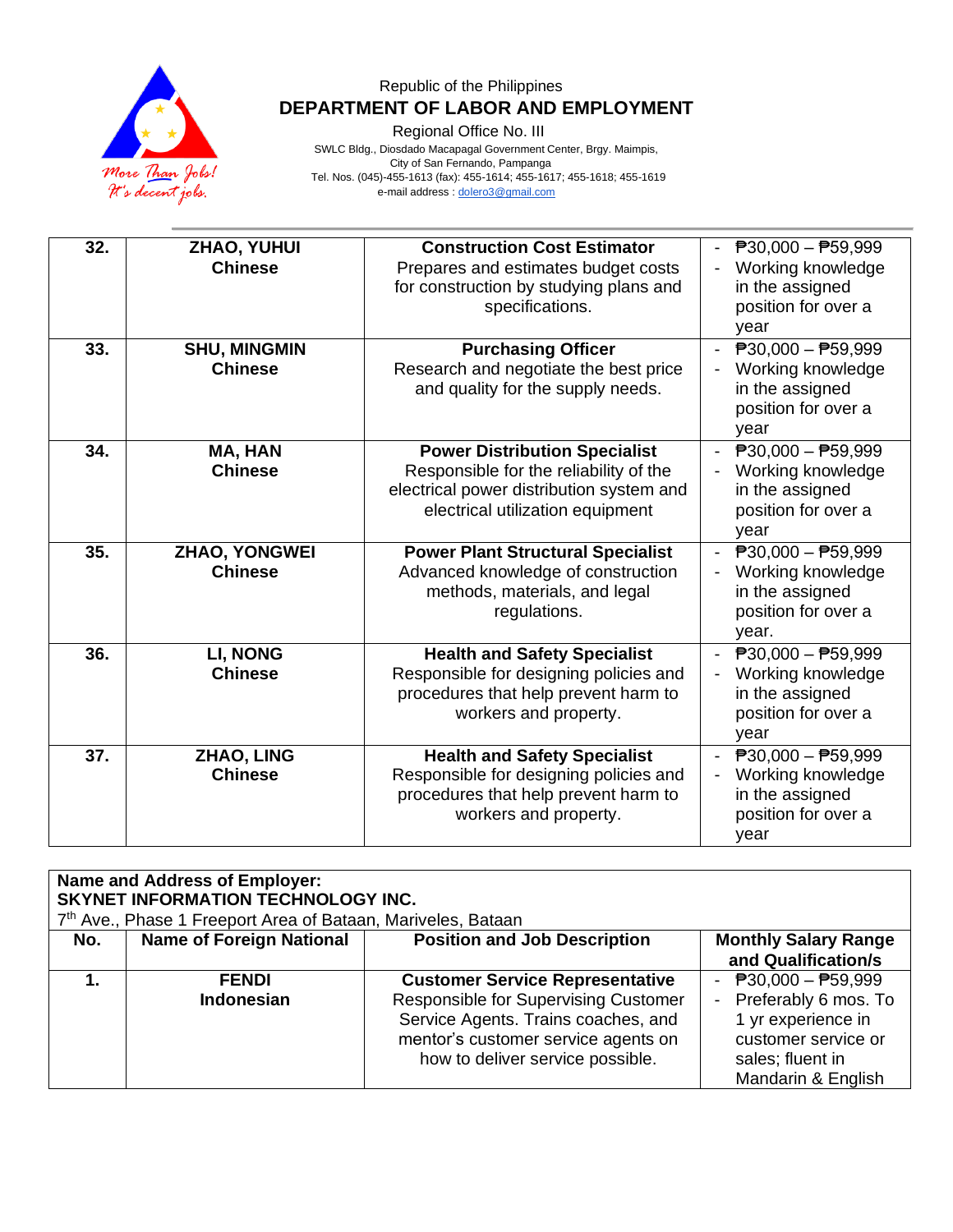| 32. | **ZHAO, YUHUI**<br>**Chinese** | **Construction Cost Estimator**<br>Prepares and estimates budget costs for construction by studying plans and specifications. | - ₱30,000 – ₱59,999<br>- Working knowledge in the assigned position for over a year |
|---|---|---|---|
| 33. | **SHU, MINGMIN**<br>**Chinese** | **Purchasing Officer**<br>Research and negotiate the best price and quality for the supply needs. | - ₱30,000 – ₱59,999<br>- Working knowledge in the assigned position for over a year |
| 34. | **MA, HAN**<br>**Chinese** | **Power Distribution Specialist**<br>Responsible for the reliability of the electrical power distribution system and electrical utilization equipment | - ₱30,000 – ₱59,999<br>- Working knowledge in the assigned position for over a year |
| 35. | **ZHAO, YONGWEI**<br>**Chinese** | **Power Plant Structural Specialist**<br>Advanced knowledge of construction methods, materials, and legal regulations. | - ₱30,000 – ₱59,999<br>- Working knowledge in the assigned position for over a year. |
| 36. | **LI, NONG**<br>**Chinese** | **Health and Safety Specialist**<br>Responsible for designing policies and procedures that help prevent harm to workers and property. | - ₱30,000 – ₱59,999<br>- Working knowledge in the assigned position for over a year |
| 37. | **ZHAO, LING**<br>**Chinese** | **Health and Safety Specialist**<br>Responsible for designing policies and procedures that help prevent harm to workers and property. | - ₱30,000 – ₱59,999<br>- Working knowledge in the assigned position for over a year |

**Name and Address of Employer:**
**SKYNET INFORMATION TECHNOLOGY INC.**
7th Ave., Phase 1 Freeport Area of Bataan, Mariveles, Bataan

| No. | Name of Foreign National | Position and Job Description | Monthly Salary Range and Qualification/s |
|---|---|---|---|
| **1.** | **FENDI**<br>**Indonesian** | **Customer Service Representative**<br>Responsible for Supervising Customer Service Agents. Trains coaches, and mentor's customer service agents on how to deliver service possible. | - ₱30,000 – ₱59,999<br>- Preferably 6 mos. To 1 yr experience in customer service or sales; fluent in Mandarin & English |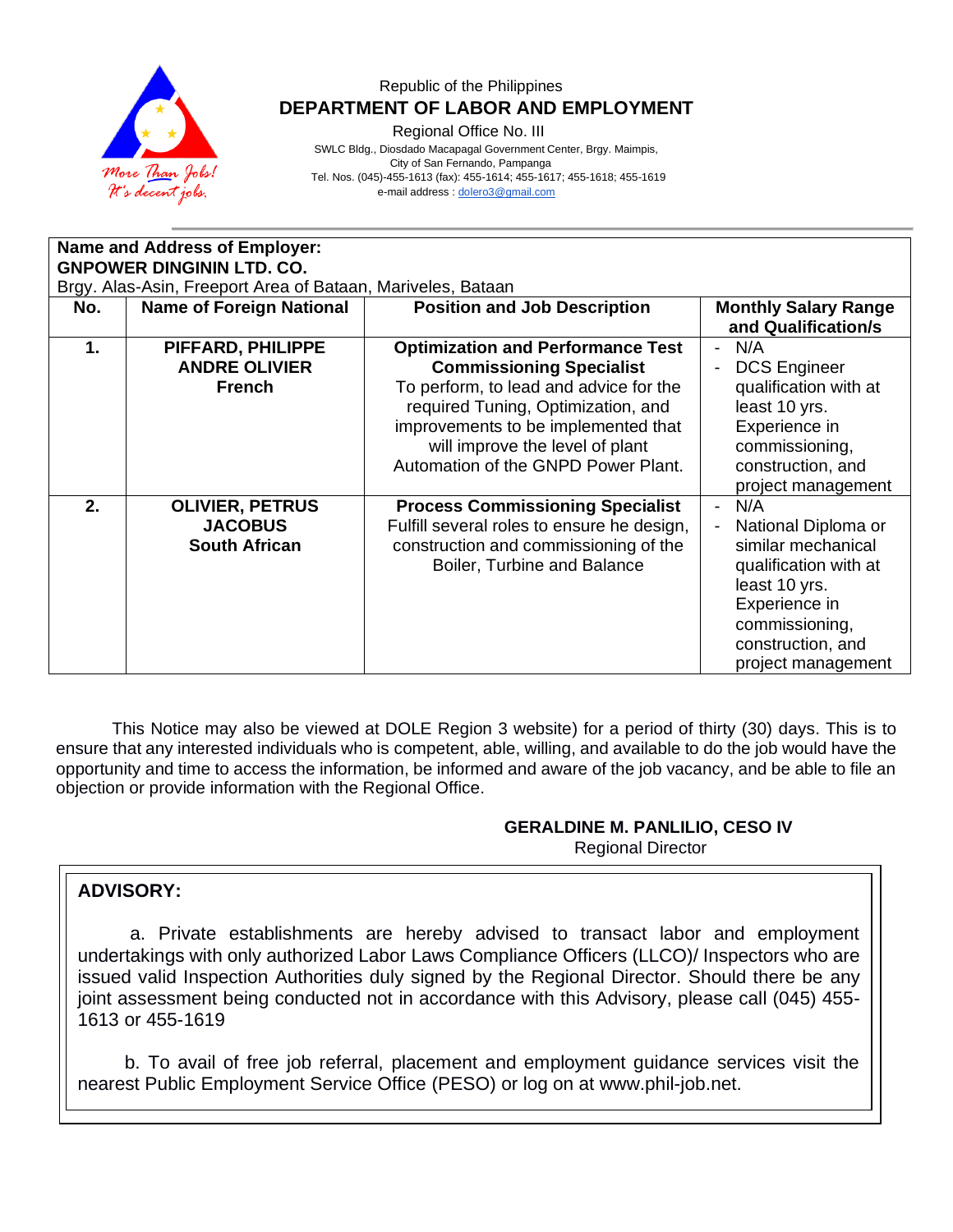Republic of the Philippines

**DEPARTMENT OF LABOR AND EMPLOYMENT**

Regional Office No. III

SWLC Bldg., Diosdado Macapagal Government Center, Brgy. Maimpis,
City of San Fernando, Pampanga
Tel. Nos. (045)-455-1613 (fax): 455-1614; 455-1617; 455-1618; 455-1619
e-mail address : dolero3@gmail.com

**Name and Address of Employer:**
**GNPOWER DINGININ LTD. CO.**
Brgy. Alas-Asin, Freeport Area of Bataan, Mariveles, Bataan

| No. | Name of Foreign National | Position and Job Description | Monthly Salary Range and Qualification/s |
|---|---|---|---|
| **1.** | **PIFFARD, PHILIPPE ANDRE OLIVIER French** | **Optimization and Performance Test Commissioning Specialist** To perform, to lead and advice for the required Tuning, Optimization, and improvements to be implemented that will improve the level of plant Automation of the GNPD Power Plant. | - N/A<br>- DCS Engineer qualification with at least 10 yrs. Experience in commissioning, construction, and project management |
| **2.** | **OLIVIER, PETRUS JACOBUS South African** | **Process Commissioning Specialist** Fulfill several roles to ensure he design, construction and commissioning of the Boiler, Turbine and Balance | - N/A<br>- National Diploma or similar mechanical qualification with at least 10 yrs. Experience in commissioning, construction, and project management |

This Notice may also be viewed at DOLE Region 3 website) for a period of thirty (30) days. This is to ensure that any interested individuals who is competent, able, willing, and available to do the job would have the opportunity and time to access the information, be informed and aware of the job vacancy, and be able to file an objection or provide information with the Regional Office.

**GERALDINE M. PANLILIO, CESO IV**
Regional Director

**ADVISORY:**

a. Private establishments are hereby advised to transact labor and employment undertakings with only authorized Labor Laws Compliance Officers (LLCO)/ Inspectors who are issued valid Inspection Authorities duly signed by the Regional Director. Should there be any joint assessment being conducted not in accordance with this Advisory, please call (045) 455-1613 or 455-1619

b. To avail of free job referral, placement and employment guidance services visit the nearest Public Employment Service Office (PESO) or log on at www.phil-job.net.